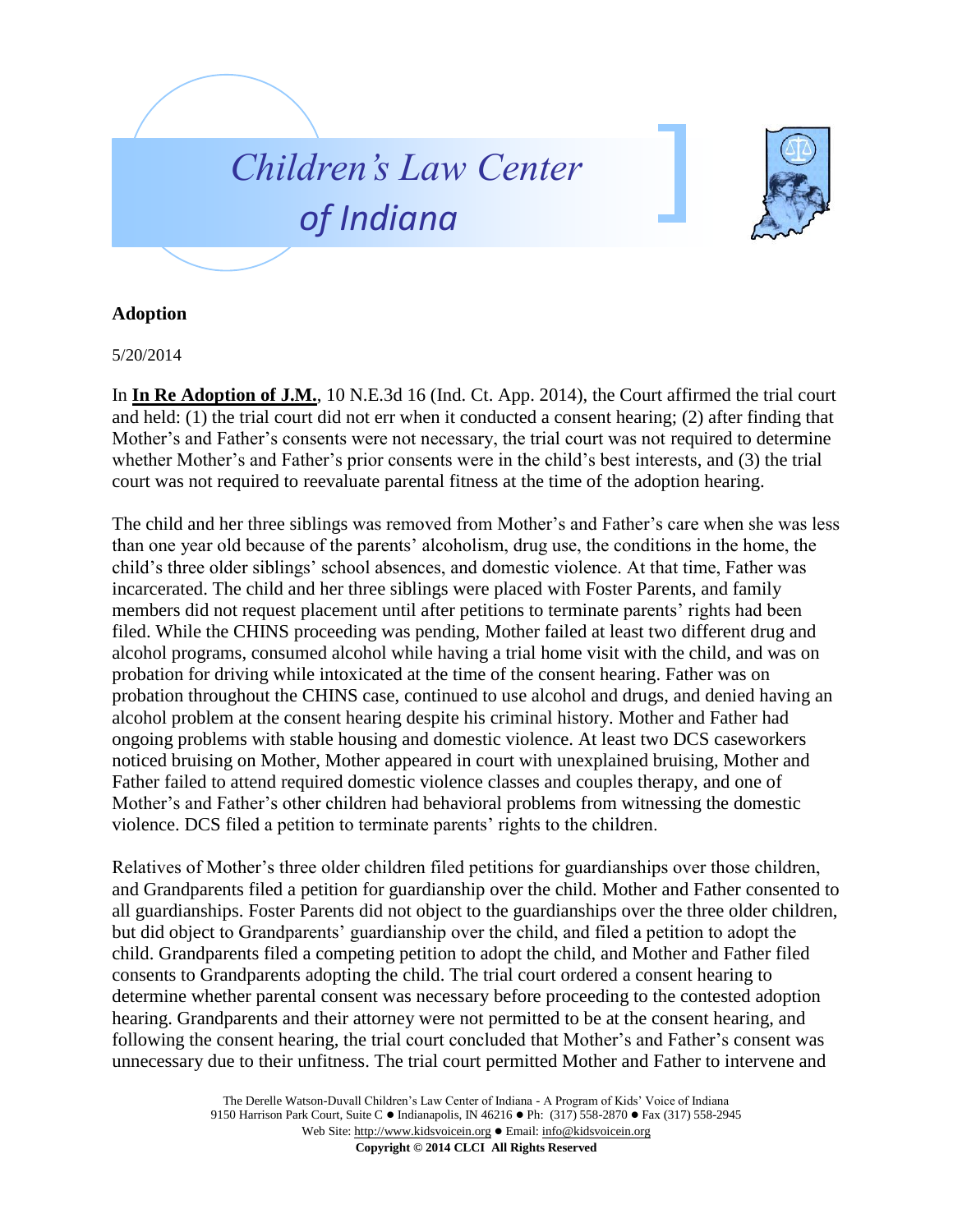# Children's Law Center of Indiana

**Adoption**

5/20/2014

In **In Re Adoption of J.M.**, 10 N.E.3d 16 (Ind. Ct. App. 2014), the Court affirmed the trial court and held: (1) the trial court did not err when it conducted a consent hearing; (2) after finding that Mother's and Father's consents were not necessary, the trial court was not required to determine whether Mother's and Father's prior consents were in the child's best interests, and (3) the trial court was not required to reevaluate parental fitness at the time of the adoption hearing.

The child and her three siblings was removed from Mother's and Father's care when she was less than one year old because of the parents' alcoholism, drug use, the conditions in the home, the child's three older siblings' school absences, and domestic violence. At that time, Father was incarcerated. The child and her three siblings were placed with Foster Parents, and family members did not request placement until after petitions to terminate parents' rights had been filed. While the CHINS proceeding was pending, Mother failed at least two different drug and alcohol programs, consumed alcohol while having a trial home visit with the child, and was on probation for driving while intoxicated at the time of the consent hearing. Father was on probation throughout the CHINS case, continued to use alcohol and drugs, and denied having an alcohol problem at the consent hearing despite his criminal history. Mother and Father had ongoing problems with stable housing and domestic violence. At least two DCS caseworkers noticed bruising on Mother, Mother appeared in court with unexplained bruising, Mother and Father failed to attend required domestic violence classes and couples therapy, and one of Mother's and Father's other children had behavioral problems from witnessing the domestic violence. DCS filed a petition to terminate parents' rights to the children.

Relatives of Mother's three older children filed petitions for guardianships over those children, and Grandparents filed a petition for guardianship over the child. Mother and Father consented to all guardianships. Foster Parents did not object to the guardianships over the three older children, but did object to Grandparents' guardianship over the child, and filed a petition to adopt the child. Grandparents filed a competing petition to adopt the child, and Mother and Father filed consents to Grandparents adopting the child. The trial court ordered a consent hearing to determine whether parental consent was necessary before proceeding to the contested adoption hearing. Grandparents and their attorney were not permitted to be at the consent hearing, and following the consent hearing, the trial court concluded that Mother's and Father's consent was unnecessary due to their unfitness. The trial court permitted Mother and Father to intervene and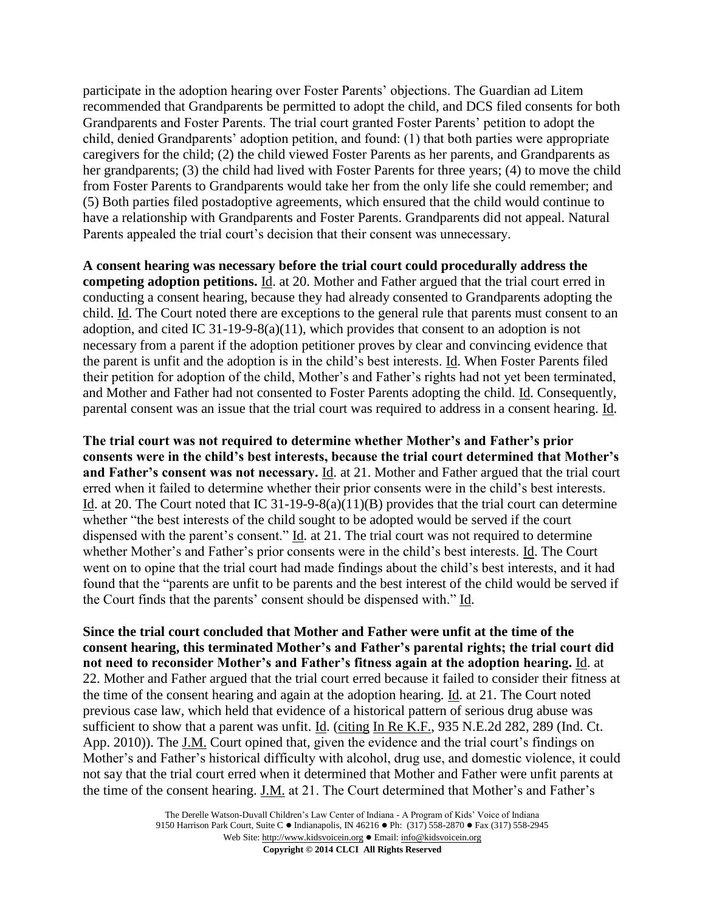participate in the adoption hearing over Foster Parents' objections. The Guardian ad Litem recommended that Grandparents be permitted to adopt the child, and DCS filed consents for both Grandparents and Foster Parents. The trial court granted Foster Parents' petition to adopt the child, denied Grandparents' adoption petition, and found: (1) that both parties were appropriate caregivers for the child; (2) the child viewed Foster Parents as her parents, and Grandparents as her grandparents; (3) the child had lived with Foster Parents for three years; (4) to move the child from Foster Parents to Grandparents would take her from the only life she could remember; and (5) Both parties filed postadoptive agreements, which ensured that the child would continue to have a relationship with Grandparents and Foster Parents. Grandparents did not appeal. Natural Parents appealed the trial court's decision that their consent was unnecessary.

**A consent hearing was necessary before the trial court could procedurally address the competing adoption petitions.** Id. at 20. Mother and Father argued that the trial court erred in conducting a consent hearing, because they had already consented to Grandparents adopting the child. Id. The Court noted there are exceptions to the general rule that parents must consent to an adoption, and cited IC 31-19-9-8(a)(11), which provides that consent to an adoption is not necessary from a parent if the adoption petitioner proves by clear and convincing evidence that the parent is unfit and the adoption is in the child's best interests. Id. When Foster Parents filed their petition for adoption of the child, Mother's and Father's rights had not yet been terminated, and Mother and Father had not consented to Foster Parents adopting the child. Id. Consequently, parental consent was an issue that the trial court was required to address in a consent hearing. Id.

**The trial court was not required to determine whether Mother's and Father's prior consents were in the child's best interests, because the trial court determined that Mother's and Father's consent was not necessary.** Id. at 21. Mother and Father argued that the trial court erred when it failed to determine whether their prior consents were in the child's best interests. Id. at 20. The Court noted that IC 31-19-9-8(a)(11)(B) provides that the trial court can determine whether "the best interests of the child sought to be adopted would be served if the court dispensed with the parent's consent." Id. at 21. The trial court was not required to determine whether Mother's and Father's prior consents were in the child's best interests. Id. The Court went on to opine that the trial court had made findings about the child's best interests, and it had found that the "parents are unfit to be parents and the best interest of the child would be served if the Court finds that the parents' consent should be dispensed with." Id.

**Since the trial court concluded that Mother and Father were unfit at the time of the consent hearing, this terminated Mother's and Father's parental rights; the trial court did not need to reconsider Mother's and Father's fitness again at the adoption hearing.** Id. at 22. Mother and Father argued that the trial court erred because it failed to consider their fitness at the time of the consent hearing and again at the adoption hearing. Id. at 21. The Court noted previous case law, which held that evidence of a historical pattern of serious drug abuse was sufficient to show that a parent was unfit. Id. (citing In Re K.F., 935 N.E.2d 282, 289 (Ind. Ct. App. 2010)). The J.M. Court opined that, given the evidence and the trial court's findings on Mother's and Father's historical difficulty with alcohol, drug use, and domestic violence, it could not say that the trial court erred when it determined that Mother and Father were unfit parents at the time of the consent hearing. J.M. at 21. The Court determined that Mother's and Father's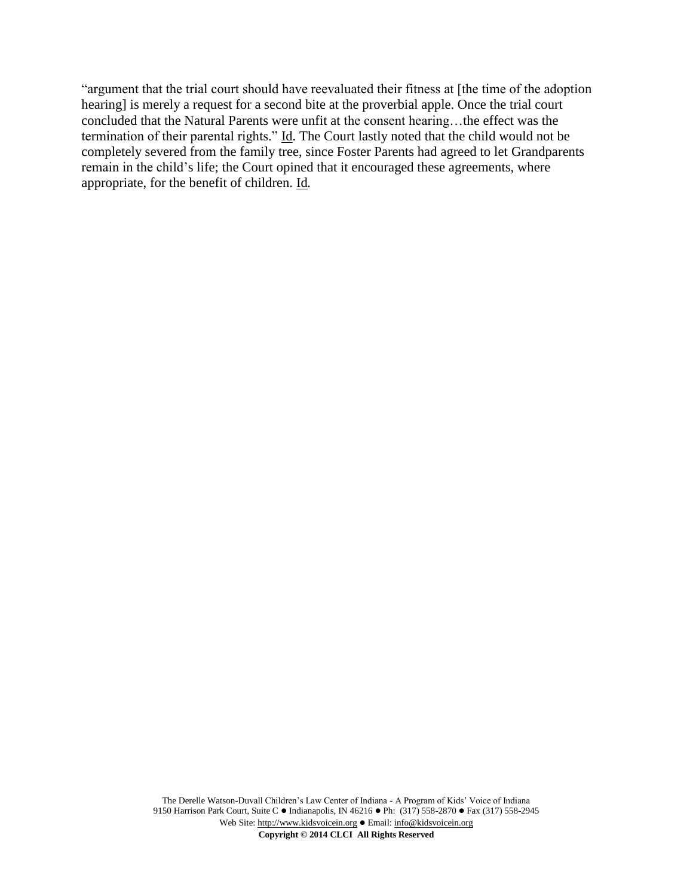"argument that the trial court should have reevaluated their fitness at [the time of the adoption hearing] is merely a request for a second bite at the proverbial apple. Once the trial court concluded that the Natural Parents were unfit at the consent hearing…the effect was the termination of their parental rights." Id. The Court lastly noted that the child would not be completely severed from the family tree, since Foster Parents had agreed to let Grandparents remain in the child's life; the Court opined that it encouraged these agreements, where appropriate, for the benefit of children. Id.